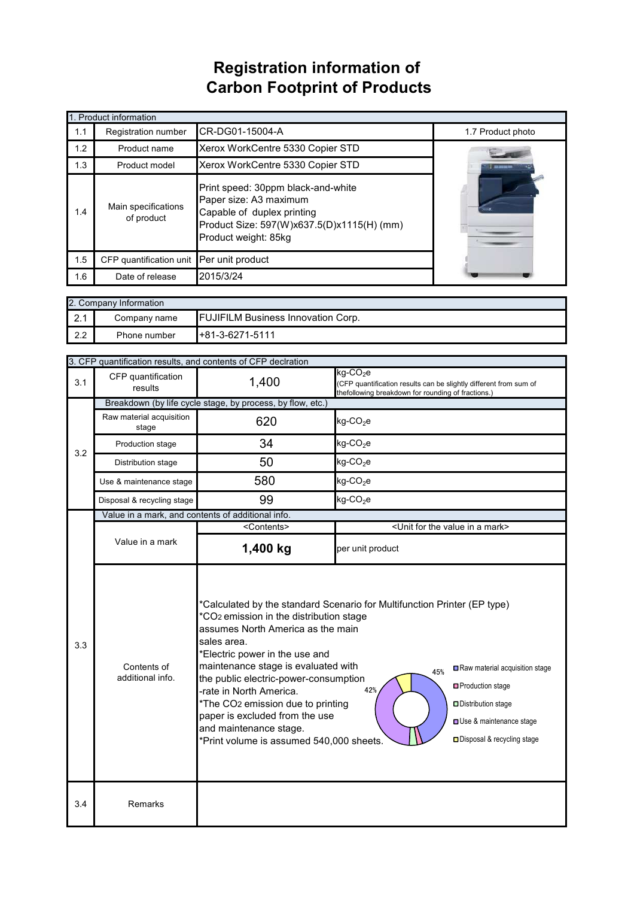# Registration information of Carbon Footprint of Products

| 1. Product information | | | |
|---|---|---|---|
| 1.1 | Registration number | CR-DG01-15004-A | 1.7 Product photo |
| 1.2 | Product name | Xerox WorkCentre 5330 Copier STD | |
| 1.3 | Product model | Xerox WorkCentre 5330 Copier STD | |
| 1.4 | Main specifications of product | Print speed: 30ppm black-and-white<br>Paper size: A3 maximum<br>Capable of duplex printing<br>Product Size: 597(W)x637.5(D)x1115(H) (mm)<br>Product weight: 85kg | |
| 1.5 | CFP quantification unit | Per unit product | |
| 1.6 | Date of release | 2015/3/24 | |

| 2. Company Information | | |
|---|---|---|
| 2.1 | Company name | FUJIFILM Business Innovation Corp. |
| 2.2 | Phone number | +81-3-6271-5111 |

| 3. CFP quantification results, and contents of CFP declration | | | |
|---|---|---|---|
| 3.1 | CFP quantification results | 1,400 | kg-$CO_2$e (CFP quantification results can be slightly different from sum of thefollowing breakdown for rounding of fractions.) |
| 3.2 | Breakdown (by life cycle stage, by process, by flow, etc.) | | |
| | Raw material acquisition stage | 620 | kg-$CO_2$e |
| | Production stage | 34 | kg-$CO_2$e |
| | Distribution stage | 50 | kg-$CO_2$e |
| | Use & maintenance stage | 580 | kg-$CO_2$e |
| | Disposal & recycling stage | 99 | kg-$CO_2$e |
| 3.3 | Value in a mark, and contents of additional info. | | |
| | | <Contents> | <Unit for the value in a mark> |
| | Value in a mark | **1,400 kg** | per unit product |
| | Contents of additional info. | *Calculated by the standard Scenario for Multifunction Printer (EP type)<br>*$CO_2$ emission in the distribution stage assumes North America as the main sales area.<br>*Electric power in the use and maintenance stage is evaluated with the public electric-power-consumption -rate in North America.<br>*The $CO_2$ emission due to printing paper is excluded from the use and maintenance stage.<br>*Print volume is assumed 540,000 sheets.<br>[Chart: 45% Raw material acquisition stage; Production stage; Distribution stage; 42% Use & maintenance stage; Disposal & recycling stage] | |
| 3.4 | Remarks | | |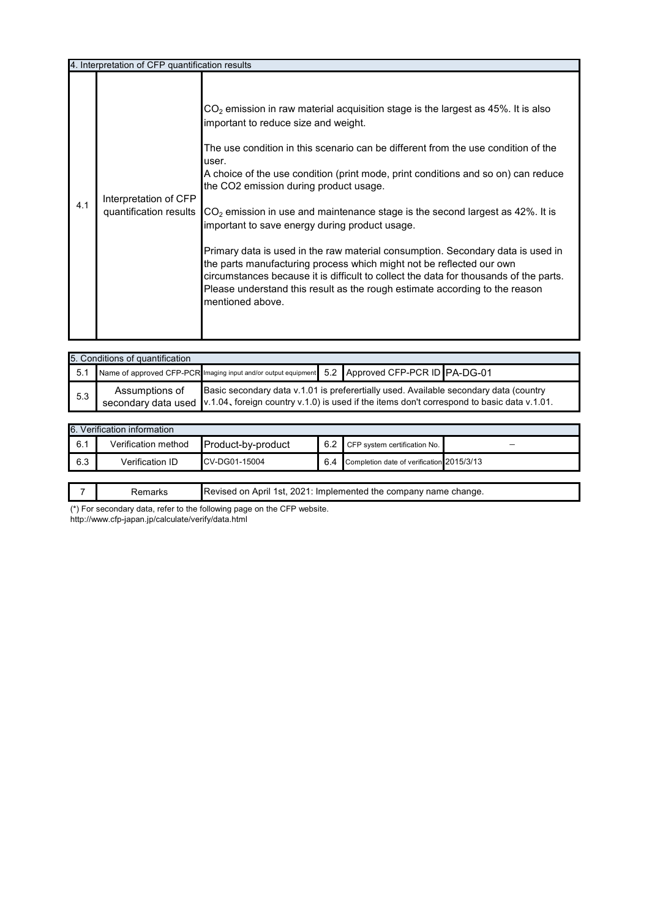| 4. Interpretation of CFP quantification results | | |
|---|---|---|
| 4.1 | Interpretation of CFP quantification results | $CO_2$ emission in raw material acquisition stage is the largest as 45%. It is also important to reduce size and weight.<br><br>The use condition in this scenario can be different from the use condition of the user.<br>A choice of the use condition (print mode, print conditions and so on) can reduce the CO2 emission during product usage.<br><br>$CO_2$ emission in use and maintenance stage is the second largest as 42%. It is important to save energy during product usage.<br><br>Primary data is used in the raw material consumption. Secondary data is used in the parts manufacturing process which might not be reflected our own circumstances because it is difficult to collect the data for thousands of the parts. Please understand this result as the rough estimate according to the reason mentioned above. |

| 5. Conditions of quantification | | | | | |
|---|---|---|---|---|---|
| 5.1 | Name of approved CFP-PCR | Imaging input and/or output equipment | 5.2 | Approved CFP-PCR ID | PA-DG-01 |
| 5.3 | Assumptions of secondary data used | Basic secondary data v.1.01 is preferertially used. Available secondary data (country v.1.04、foreign country v.1.0) is used if the items don't correspond to basic data v.1.01. | | | |

| 6. Verification information | | | | | |
|---|---|---|---|---|---|
| 6.1 | Verification method | Product-by-product | 6.2 | CFP system certification No. | － |
| 6.3 | Verification ID | CV-DG01-15004 | 6.4 | Completion date of verification | 2015/3/13 |

| | | |
|---|---|---|
| 7 | Remarks | Revised on April 1st, 2021: Implemented the company name change. |

(*) For secondary data, refer to the following page on the CFP website.
http://www.cfp-japan.jp/calculate/verify/data.html